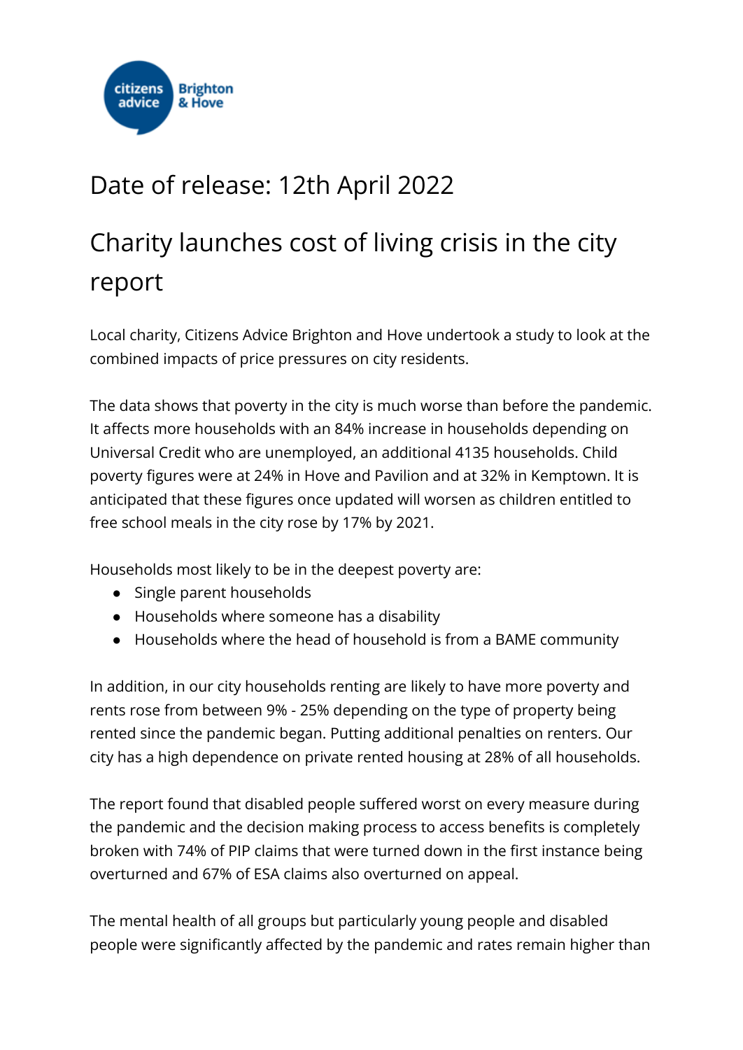citizens advice Brighton & Hove

Date of release: 12th April 2022

# Charity launches cost of living crisis in the city report

Local charity, Citizens Advice Brighton and Hove undertook a study to look at the combined impacts of price pressures on city residents.

The data shows that poverty in the city is much worse than before the pandemic. It affects more households with an 84% increase in households depending on Universal Credit who are unemployed, an additional 4135 households. Child poverty figures were at 24% in Hove and Pavilion and at 32% in Kemptown. It is anticipated that these figures once updated will worsen as children entitled to free school meals in the city rose by 17% by 2021.

Households most likely to be in the deepest poverty are:

- Single parent households
- Households where someone has a disability
- Households where the head of household is from a BAME community

In addition, in our city households renting are likely to have more poverty and rents rose from between 9% - 25% depending on the type of property being rented since the pandemic began. Putting additional penalties on renters. Our city has a high dependence on private rented housing at 28% of all households.

The report found that disabled people suffered worst on every measure during the pandemic and the decision making process to access benefits is completely broken with 74% of PIP claims that were turned down in the first instance being overturned and 67% of ESA claims also overturned on appeal.

The mental health of all groups but particularly young people and disabled people were significantly affected by the pandemic and rates remain higher than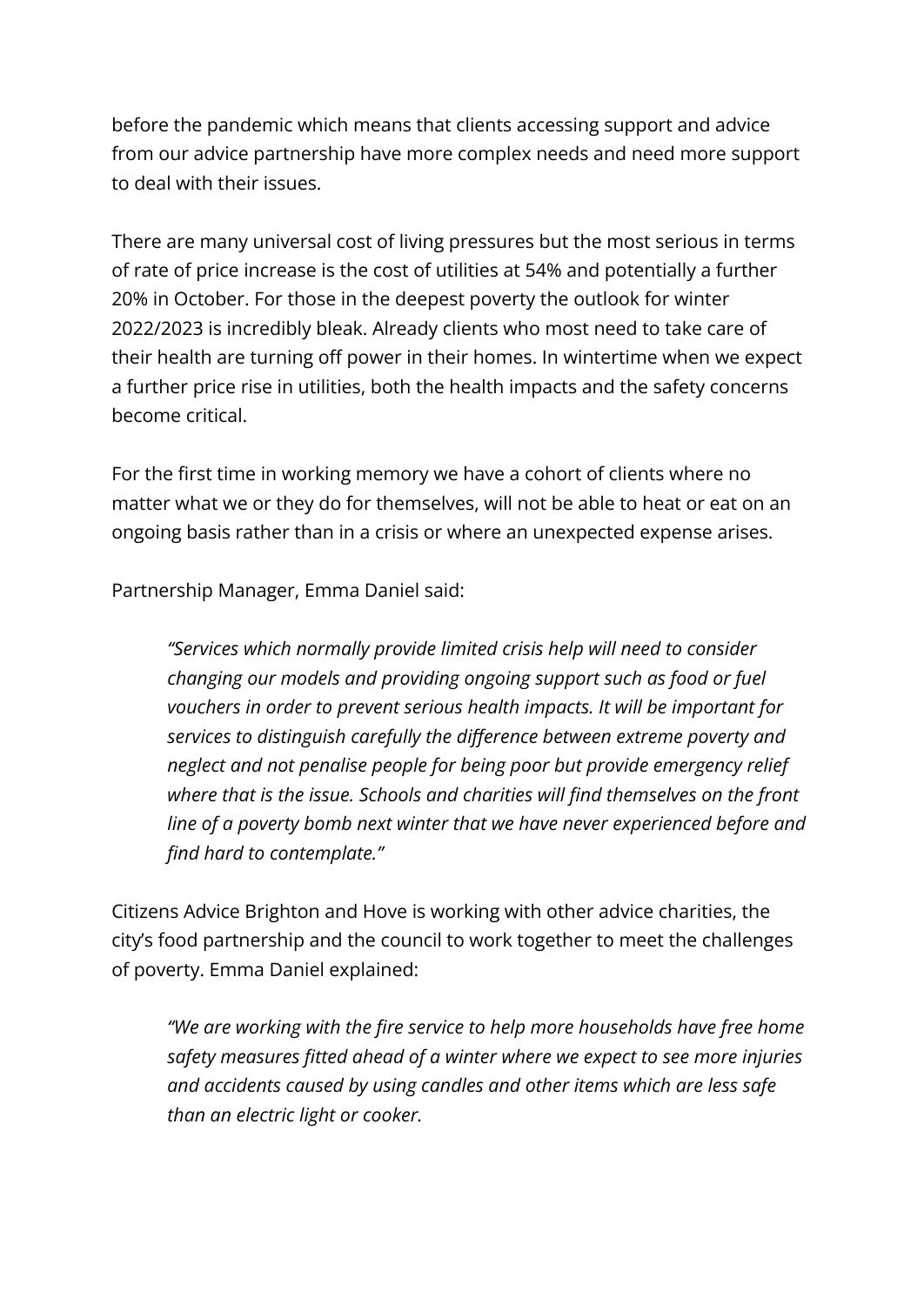before the pandemic which means that clients accessing support and advice from our advice partnership have more complex needs and need more support to deal with their issues.

There are many universal cost of living pressures but the most serious in terms of rate of price increase is the cost of utilities at 54% and potentially a further 20% in October. For those in the deepest poverty the outlook for winter 2022/2023 is incredibly bleak. Already clients who most need to take care of their health are turning off power in their homes. In wintertime when we expect a further price rise in utilities, both the health impacts and the safety concerns become critical.

For the first time in working memory we have a cohort of clients where no matter what we or they do for themselves, will not be able to heat or eat on an ongoing basis rather than in a crisis or where an unexpected expense arises.

Partnership Manager, Emma Daniel said:

> *"Services which normally provide limited crisis help will need to consider changing our models and providing ongoing support such as food or fuel vouchers in order to prevent serious health impacts. It will be important for services to distinguish carefully the difference between extreme poverty and neglect and not penalise people for being poor but provide emergency relief where that is the issue. Schools and charities will find themselves on the front line of a poverty bomb next winter that we have never experienced before and find hard to contemplate."*

Citizens Advice Brighton and Hove is working with other advice charities, the city's food partnership and the council to work together to meet the challenges of poverty. Emma Daniel explained:

> *"We are working with the fire service to help more households have free home safety measures fitted ahead of a winter where we expect to see more injuries and accidents caused by using candles and other items which are less safe than an electric light or cooker.*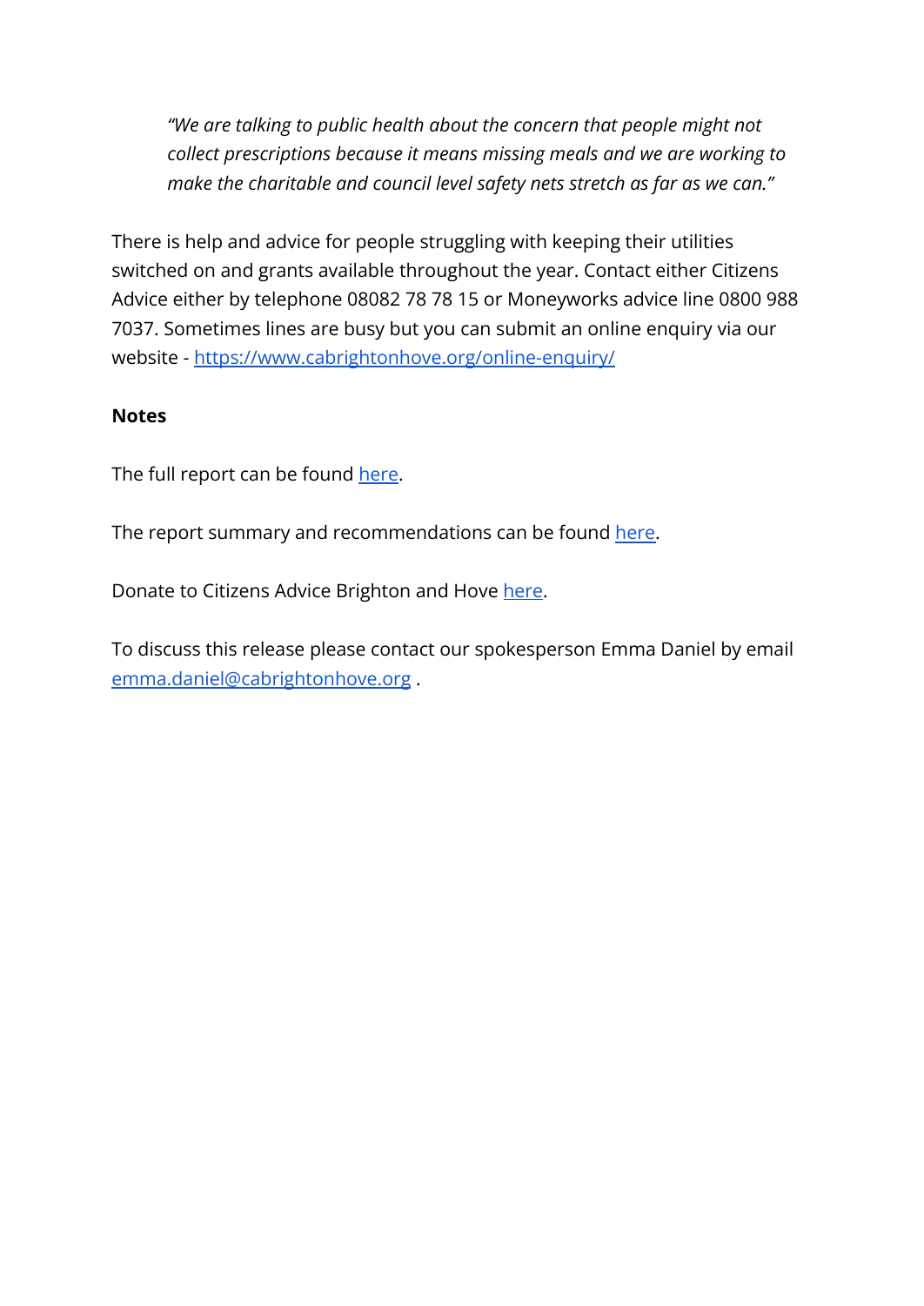*"We are talking to public health about the concern that people might not collect prescriptions because it means missing meals and we are working to make the charitable and council level safety nets stretch as far as we can."*

There is help and advice for people struggling with keeping their utilities switched on and grants available throughout the year. Contact either Citizens Advice either by telephone 08082 78 78 15 or Moneyworks advice line 0800 988 7037. Sometimes lines are busy but you can submit an online enquiry via our website - https://www.cabrightonhove.org/online-enquiry/

**Notes**

The full report can be found here.

The report summary and recommendations can be found here.

Donate to Citizens Advice Brighton and Hove here.

To discuss this release please contact our spokesperson Emma Daniel by email emma.daniel@cabrightonhove.org .